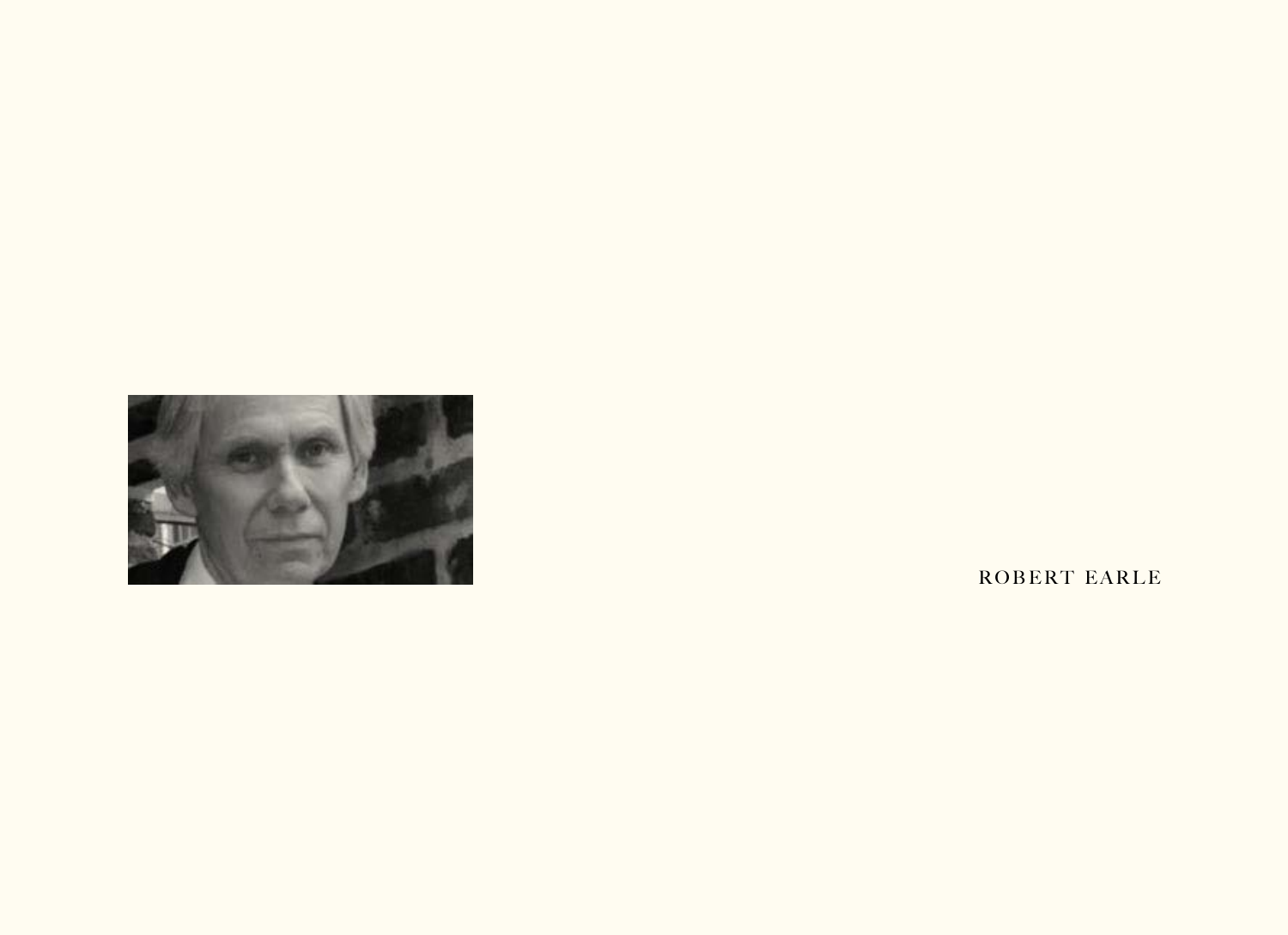ROBERT EARLE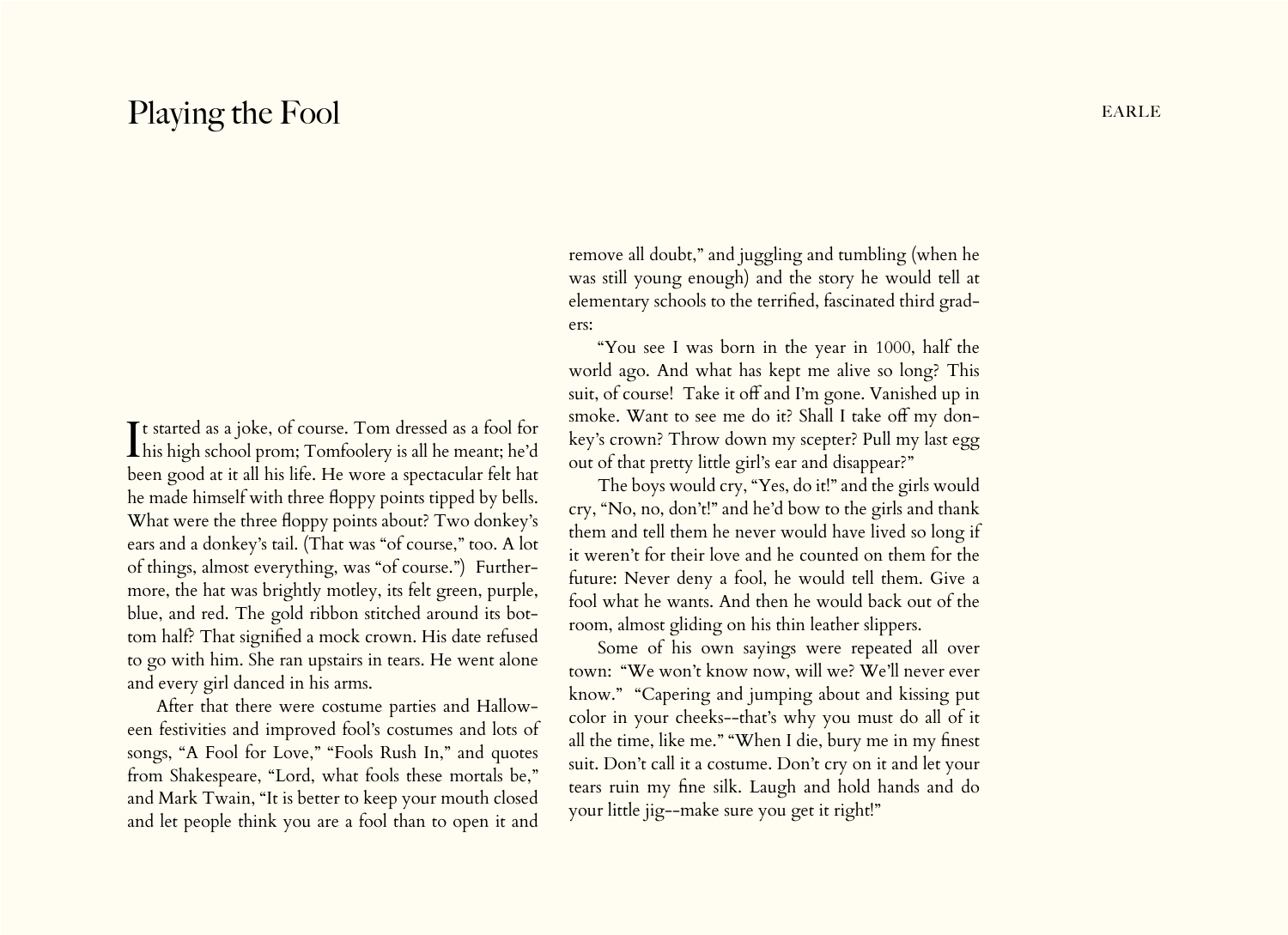# Playing the Fool

It started as a joke, of course. Tom dressed as a fool for his high school prom; Tomfoolery is all he meant; he'd been good at it all his life. He wore a spectacular felt hat he made himself with three floppy points tipped by bells. What were the three floppy points about? Two donkey's ears and a donkey's tail. (That was "of course," too. A lot of things, almost everything, was "of course.") Furthermore, the hat was brightly motley, its felt green, purple, blue, and red. The gold ribbon stitched around its bottom half? That signified a mock crown. His date refused to go with him. She ran upstairs in tears. He went alone and every girl danced in his arms.

After that there were costume parties and Halloween festivities and improved fool's costumes and lots of songs, "A Fool for Love," "Fools Rush In," and quotes from Shakespeare, "Lord, what fools these mortals be," and Mark Twain, "It is better to keep your mouth closed and let people think you are a fool than to open it and remove all doubt," and juggling and tumbling (when he was still young enough) and the story he would tell at elementary schools to the terrified, fascinated third graders:

"You see I was born in the year in 1000, half the world ago. And what has kept me alive so long? This suit, of course! Take it off and I'm gone. Vanished up in smoke. Want to see me do it? Shall I take off my donkey's crown? Throw down my scepter? Pull my last egg out of that pretty little girl's ear and disappear?"

The boys would cry, "Yes, do it!" and the girls would cry, "No, no, don't!" and he'd bow to the girls and thank them and tell them he never would have lived so long if it weren't for their love and he counted on them for the future: Never deny a fool, he would tell them. Give a fool what he wants. And then he would back out of the room, almost gliding on his thin leather slippers.

Some of his own sayings were repeated all over town: "We won't know now, will we? We'll never ever know." "Capering and jumping about and kissing put color in your cheeks--that's why you must do all of it all the time, like me." "When I die, bury me in my finest suit. Don't call it a costume. Don't cry on it and let your tears ruin my fine silk. Laugh and hold hands and do your little jig--make sure you get it right!"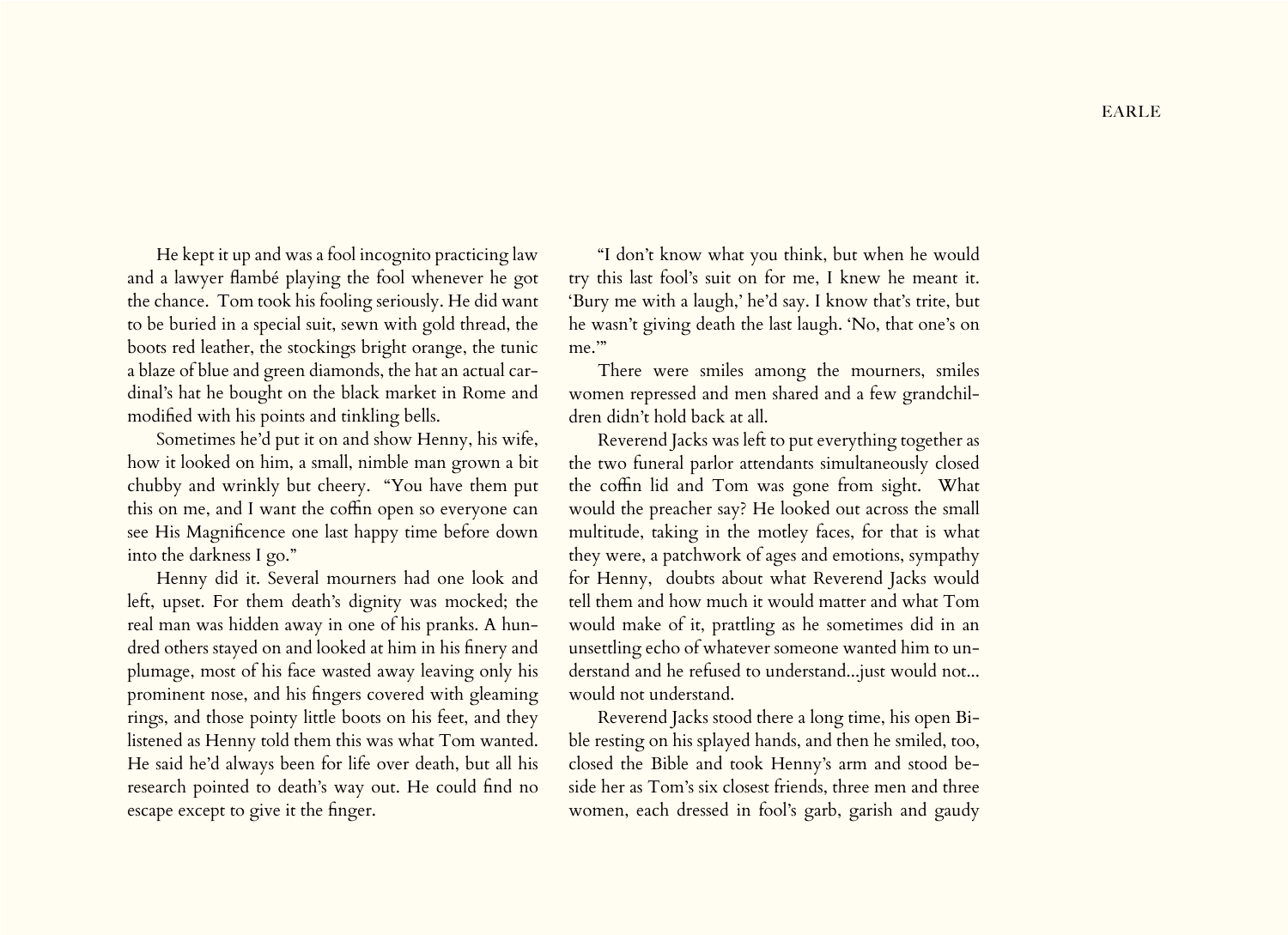He kept it up and was a fool incognito practicing law and a lawyer flambé playing the fool whenever he got the chance. Tom took his fooling seriously. He did want to be buried in a special suit, sewn with gold thread, the boots red leather, the stockings bright orange, the tunic a blaze of blue and green diamonds, the hat an actual cardinal's hat he bought on the black market in Rome and modified with his points and tinkling bells.

Sometimes he'd put it on and show Henny, his wife, how it looked on him, a small, nimble man grown a bit chubby and wrinkly but cheery. "You have them put this on me, and I want the coffin open so everyone can see His Magnificence one last happy time before down into the darkness I go."

Henny did it. Several mourners had one look and left, upset. For them death's dignity was mocked; the real man was hidden away in one of his pranks. A hundred others stayed on and looked at him in his finery and plumage, most of his face wasted away leaving only his prominent nose, and his fingers covered with gleaming rings, and those pointy little boots on his feet, and they listened as Henny told them this was what Tom wanted. He said he'd always been for life over death, but all his research pointed to death's way out. He could find no escape except to give it the finger.

"I don't know what you think, but when he would try this last fool's suit on for me, I knew he meant it. 'Bury me with a laugh,' he'd say. I know that's trite, but he wasn't giving death the last laugh. 'No, that one's on me.'"

There were smiles among the mourners, smiles women repressed and men shared and a few grandchildren didn't hold back at all.

Reverend Jacks was left to put everything together as the two funeral parlor attendants simultaneously closed the coffin lid and Tom was gone from sight. What would the preacher say? He looked out across the small multitude, taking in the motley faces, for that is what they were, a patchwork of ages and emotions, sympathy for Henny, doubts about what Reverend Jacks would tell them and how much it would matter and what Tom would make of it, prattling as he sometimes did in an unsettling echo of whatever someone wanted him to understand and he refused to understand...just would not... would not understand.

Reverend Jacks stood there a long time, his open Bible resting on his splayed hands, and then he smiled, too, closed the Bible and took Henny's arm and stood beside her as Tom's six closest friends, three men and three women, each dressed in fool's garb, garish and gaudy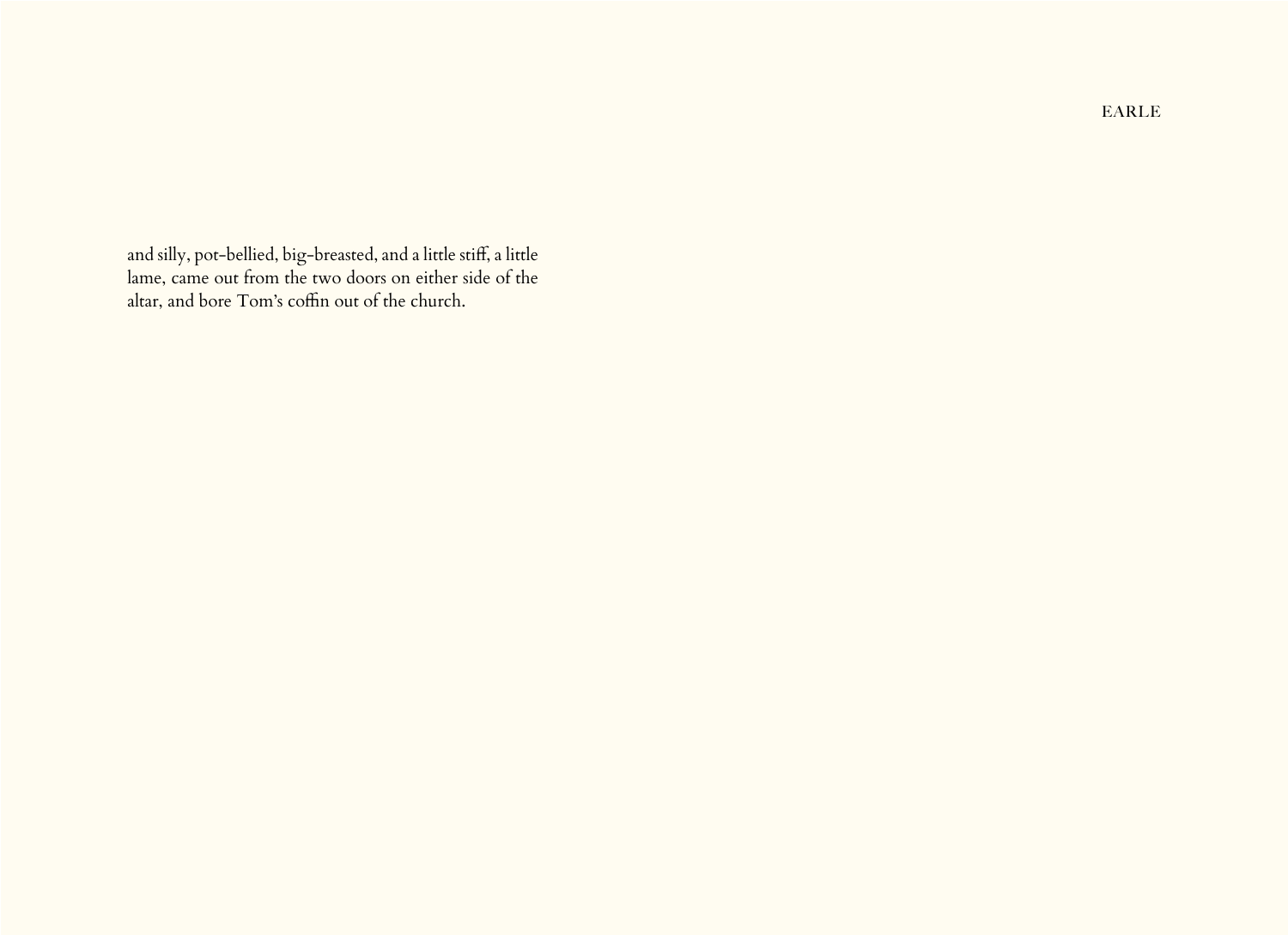and silly, pot-bellied, big-breasted, and a little stiff, a little lame, came out from the two doors on either side of the altar, and bore Tom's coffin out of the church.